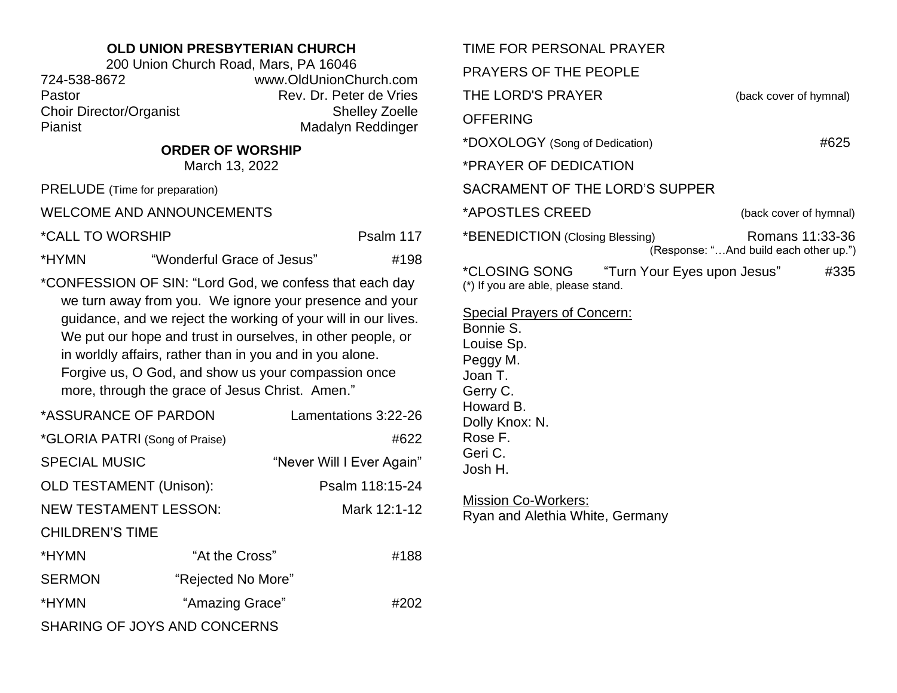**OLD UNION PRESBYTERIAN CHURCH**

200 Union Church Road, Mars, PA 16046

724-538-8672 www.OldUnionChurch.com

Pastor Rev. Dr. Peter de Vries

Choir Director/Organist Shelley Zoelle

Pianist Madalyn Reddinger

## ORDER OF WORSHIP

March 13, 2022

PRELUDE (Time for preparation)

WELCOME AND ANNOUNCEMENTS

*CALL TO WORSHIP Psalm 117

*HYMN "Wonderful Grace of Jesus" #198

*CONFESSION OF SIN: "Lord God, we confess that each day we turn away from you. We ignore your presence and your guidance, and we reject the working of your will in our lives. We put our hope and trust in ourselves, in other people, or in worldly affairs, rather than in you and in you alone. Forgive us, O God, and show us your compassion once more, through the grace of Jesus Christ. Amen."

*ASSURANCE OF PARDON Lamentations 3:22-26

*GLORIA PATRI (Song of Praise) #622

SPECIAL MUSIC "Never Will I Ever Again"

OLD TESTAMENT (Unison): Psalm 118:15-24

NEW TESTAMENT LESSON: Mark 12:1-12

CHILDREN'S TIME

*HYMN "At the Cross" #188

SERMON "Rejected No More"

*HYMN "Amazing Grace" #202

SHARING OF JOYS AND CONCERNS

TIME FOR PERSONAL PRAYER

PRAYERS OF THE PEOPLE

THE LORD'S PRAYER (back cover of hymnal)

OFFERING

*DOXOLOGY (Song of Dedication) #625

*PRAYER OF DEDICATION

SACRAMENT OF THE LORD'S SUPPER

*APOSTLES CREED (back cover of hymnal)

*BENEDICTION (Closing Blessing) Romans 11:33-36
(Response: "…And build each other up.")

*CLOSING SONG "Turn Your Eyes upon Jesus" #335

(*) If you are able, please stand.

Special Prayers of Concern:
Bonnie S.
Louise Sp.
Peggy M.
Joan T.
Gerry C.
Howard B.
Dolly Knox: N.
Rose F.
Geri C.
Josh H.

Mission Co-Workers:
Ryan and Alethia White, Germany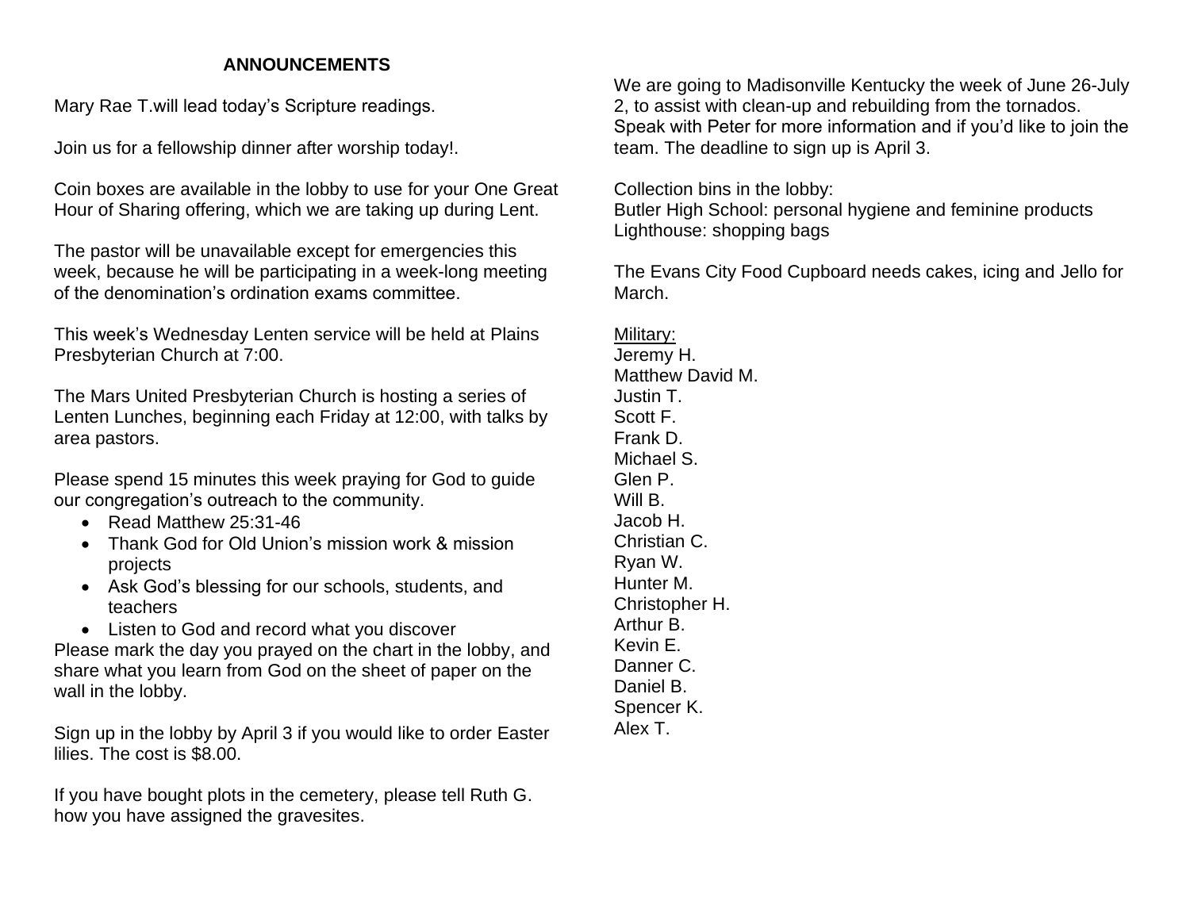**ANNOUNCEMENTS**

Mary Rae T.will lead today's Scripture readings.

Join us for a fellowship dinner after worship today!.

Coin boxes are available in the lobby to use for your One Great Hour of Sharing offering, which we are taking up during Lent.

The pastor will be unavailable except for emergencies this week, because he will be participating in a week-long meeting of the denomination's ordination exams committee.

This week's Wednesday Lenten service will be held at Plains Presbyterian Church at 7:00.

The Mars United Presbyterian Church is hosting a series of Lenten Lunches, beginning each Friday at 12:00, with talks by area pastors.

Please spend 15 minutes this week praying for God to guide our congregation's outreach to the community.

- Read Matthew 25:31-46
- Thank God for Old Union's mission work & mission projects
- Ask God's blessing for our schools, students, and teachers
- Listen to God and record what you discover

Please mark the day you prayed on the chart in the lobby, and share what you learn from God on the sheet of paper on the wall in the lobby.

Sign up in the lobby by April 3 if you would like to order Easter lilies. The cost is $8.00.

If you have bought plots in the cemetery, please tell Ruth G. how you have assigned the gravesites.

We are going to Madisonville Kentucky the week of June 26-July 2, to assist with clean-up and rebuilding from the tornados. Speak with Peter for more information and if you'd like to join the team. The deadline to sign up is April 3.

Collection bins in the lobby:
Butler High School: personal hygiene and feminine products
Lighthouse: shopping bags

The Evans City Food Cupboard needs cakes, icing and Jello for March.

Military:
Jeremy H.
Matthew David M.
Justin T.
Scott F.
Frank D.
Michael S.
Glen P.
Will B.
Jacob H.
Christian C.
Ryan W.
Hunter M.
Christopher H.
Arthur B.
Kevin E.
Danner C.
Daniel B.
Spencer K.
Alex T.